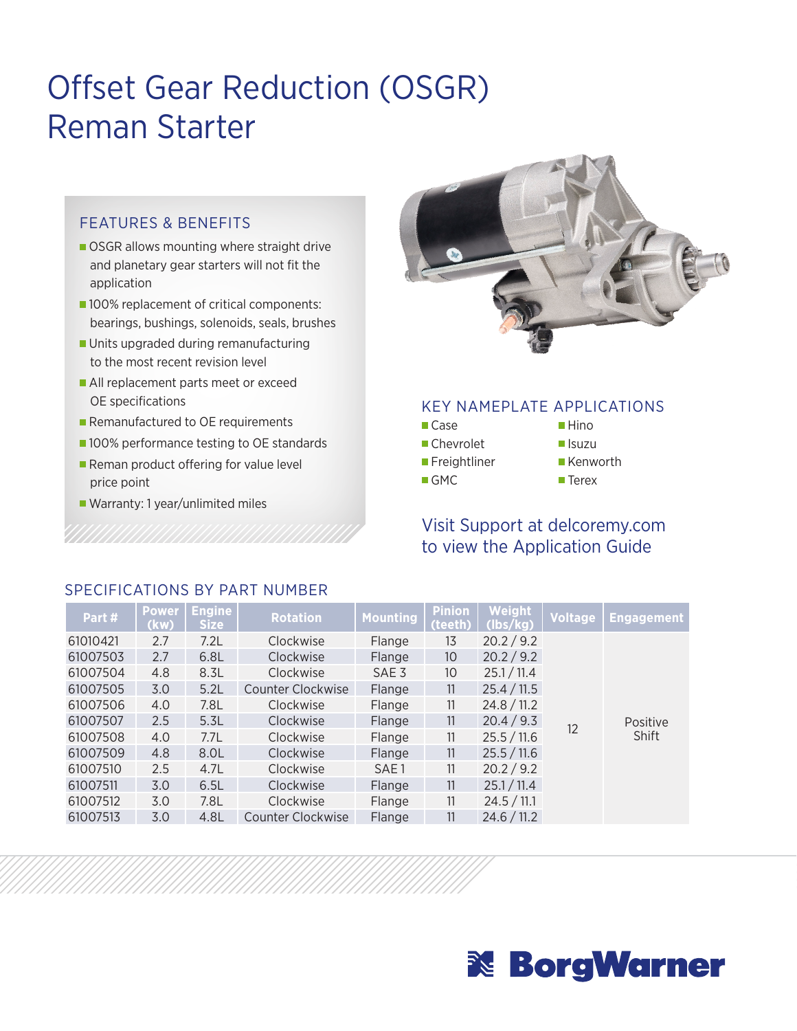# Offset Gear Reduction (OSGR) Reman Starter

## FEATURES & BENEFITS

- OSGR allows mounting where straight drive and planetary gear starters will not fit the application
- 100% replacement of critical components: bearings, bushings, solenoids, seals, brushes
- Units upgraded during remanufacturing to the most recent revision level
- All replacement parts meet or exceed OE specifications
- Remanufactured to OE requirements
- 100% performance testing to OE standards
- Reman product offering for value level price point
- Warranty: 1 year/unlimited miles

## KEY NAMEPLATE APPLICATIONS

- Case
- Chevrolet
- Freightliner
- GMC
- Hino
- Isuzu
- Kenworth
- Terex

Visit Support at delcoremy.com to view the Application Guide

## SPECIFICATIONS BY PART NUMBER

| Part # | Power (kw) | Engine Size | Rotation | Mounting | Pinion (teeth) | Weight (lbs/kg) | Voltage | Engagement |
|---|---|---|---|---|---|---|---|---|
| 61010421 | 2.7 | 7.2L | Clockwise | Flange | 13 | 20.2 / 9.2 | 12 | Positive Shift |
| 61007503 | 2.7 | 6.8L | Clockwise | Flange | 10 | 20.2 / 9.2 | 12 | Positive Shift |
| 61007504 | 4.8 | 8.3L | Clockwise | SAE 3 | 10 | 25.1 / 11.4 | 12 | Positive Shift |
| 61007505 | 3.0 | 5.2L | Counter Clockwise | Flange | 11 | 25.4 / 11.5 | 12 | Positive Shift |
| 61007506 | 4.0 | 7.8L | Clockwise | Flange | 11 | 24.8 / 11.2 | 12 | Positive Shift |
| 61007507 | 2.5 | 5.3L | Clockwise | Flange | 11 | 20.4 / 9.3 | 12 | Positive Shift |
| 61007508 | 4.0 | 7.7L | Clockwise | Flange | 11 | 25.5 / 11.6 | 12 | Positive Shift |
| 61007509 | 4.8 | 8.0L | Clockwise | Flange | 11 | 25.5 / 11.6 | 12 | Positive Shift |
| 61007510 | 2.5 | 4.7L | Clockwise | SAE 1 | 11 | 20.2 / 9.2 | 12 | Positive Shift |
| 61007511 | 3.0 | 6.5L | Clockwise | Flange | 11 | 25.1 / 11.4 | 12 | Positive Shift |
| 61007512 | 3.0 | 7.8L | Clockwise | Flange | 11 | 24.5 / 11.1 | 12 | Positive Shift |
| 61007513 | 3.0 | 4.8L | Counter Clockwise | Flange | 11 | 24.6 / 11.2 | 12 | Positive Shift |

BorgWarner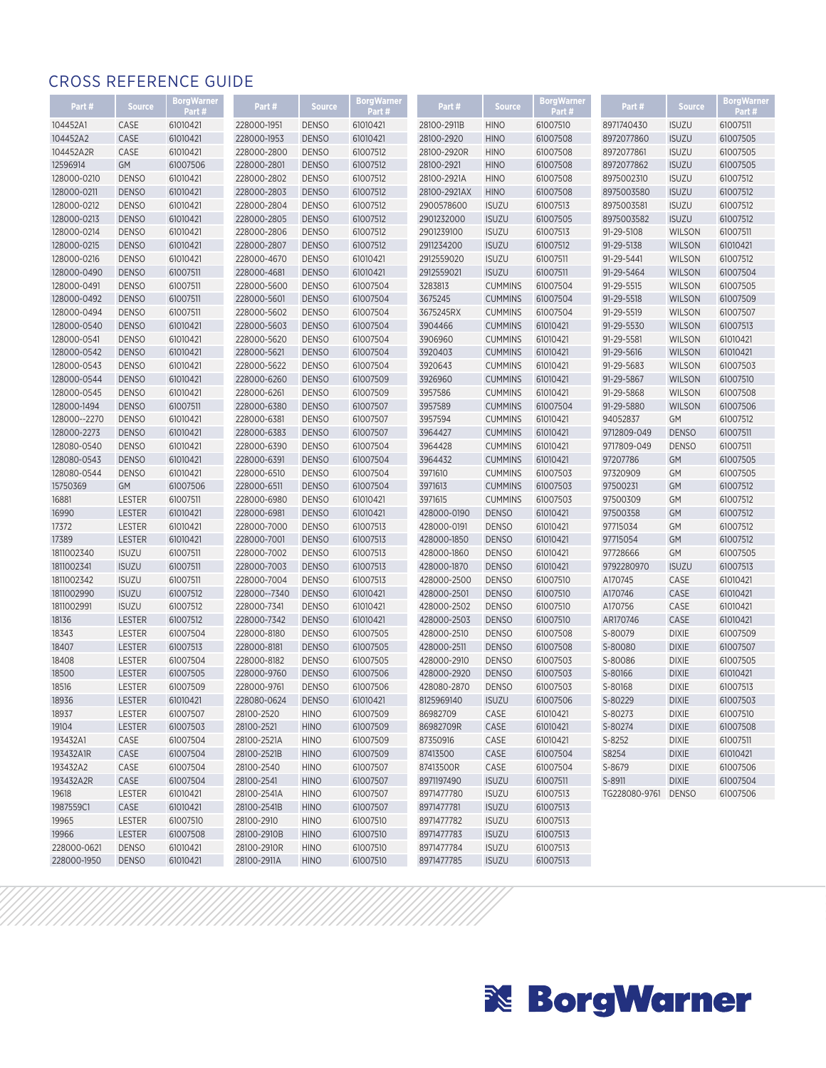## CROSS REFERENCE GUIDE

| Part # | Source | BorgWarner Part # |
|---|---|---|
| 104452A1 | CASE | 61010421 |
| 104452A2 | CASE | 61010421 |
| 104452A2R | CASE | 61010421 |
| 12596914 | GM | 61007506 |
| 128000-0210 | DENSO | 61010421 |
| 128000-0211 | DENSO | 61010421 |
| 128000-0212 | DENSO | 61010421 |
| 128000-0213 | DENSO | 61010421 |
| 128000-0214 | DENSO | 61010421 |
| 128000-0215 | DENSO | 61010421 |
| 128000-0216 | DENSO | 61010421 |
| 128000-0490 | DENSO | 61007511 |
| 128000-0491 | DENSO | 61007511 |
| 128000-0492 | DENSO | 61007511 |
| 128000-0494 | DENSO | 61007511 |
| 128000-0540 | DENSO | 61010421 |
| 128000-0541 | DENSO | 61010421 |
| 128000-0542 | DENSO | 61010421 |
| 128000-0543 | DENSO | 61010421 |
| 128000-0544 | DENSO | 61010421 |
| 128000-0545 | DENSO | 61010421 |
| 128000-1494 | DENSO | 61007511 |
| 128000--2270 | DENSO | 61010421 |
| 128000-2273 | DENSO | 61010421 |
| 128080-0540 | DENSO | 61010421 |
| 128080-0543 | DENSO | 61010421 |
| 128080-0544 | DENSO | 61010421 |
| 15750369 | GM | 61007506 |
| 16881 | LESTER | 61007511 |
| 16990 | LESTER | 61010421 |
| 17372 | LESTER | 61010421 |
| 17389 | LESTER | 61010421 |
| 1811002340 | ISUZU | 61007511 |
| 1811002341 | ISUZU | 61007511 |
| 1811002342 | ISUZU | 61007511 |
| 1811002990 | ISUZU | 61007512 |
| 1811002991 | ISUZU | 61007512 |
| 18136 | LESTER | 61007512 |
| 18343 | LESTER | 61007504 |
| 18407 | LESTER | 61007513 |
| 18408 | LESTER | 61007504 |
| 18500 | LESTER | 61007505 |
| 18516 | LESTER | 61007509 |
| 18936 | LESTER | 61010421 |
| 18937 | LESTER | 61007507 |
| 19104 | LESTER | 61007503 |
| 193432A1 | CASE | 61007504 |
| 193432A1R | CASE | 61007504 |
| 193432A2 | CASE | 61007504 |
| 193432A2R | CASE | 61007504 |
| 19618 | LESTER | 61010421 |
| 1987559C1 | CASE | 61010421 |
| 19965 | LESTER | 61007510 |
| 19966 | LESTER | 61007508 |
| 228000-0621 | DENSO | 61010421 |
| 228000-1950 | DENSO | 61010421 |
| 228000-1951 | DENSO | 61010421 |
| 228000-1953 | DENSO | 61010421 |
| 228000-2800 | DENSO | 61007512 |
| 228000-2801 | DENSO | 61007512 |
| 228000-2802 | DENSO | 61007512 |
| 228000-2803 | DENSO | 61007512 |
| 228000-2804 | DENSO | 61007512 |
| 228000-2805 | DENSO | 61007512 |
| 228000-2806 | DENSO | 61007512 |
| 228000-2807 | DENSO | 61007512 |
| 228000-4670 | DENSO | 61010421 |
| 228000-4681 | DENSO | 61010421 |
| 228000-5600 | DENSO | 61007504 |
| 228000-5601 | DENSO | 61007504 |
| 228000-5602 | DENSO | 61007504 |
| 228000-5603 | DENSO | 61007504 |
| 228000-5620 | DENSO | 61007504 |
| 228000-5621 | DENSO | 61007504 |
| 228000-5622 | DENSO | 61007504 |
| 228000-6260 | DENSO | 61007509 |
| 228000-6261 | DENSO | 61007509 |
| 228000-6380 | DENSO | 61007507 |
| 228000-6381 | DENSO | 61007507 |
| 228000-6383 | DENSO | 61007507 |
| 228000-6390 | DENSO | 61007504 |
| 228000-6391 | DENSO | 61007504 |
| 228000-6510 | DENSO | 61007504 |
| 228000-6511 | DENSO | 61007504 |
| 228000-6980 | DENSO | 61010421 |
| 228000-6981 | DENSO | 61010421 |
| 228000-7000 | DENSO | 61007513 |
| 228000-7001 | DENSO | 61007513 |
| 228000-7002 | DENSO | 61007513 |
| 228000-7003 | DENSO | 61007513 |
| 228000-7004 | DENSO | 61007513 |
| 228000--7340 | DENSO | 61010421 |
| 228000-7341 | DENSO | 61010421 |
| 228000-7342 | DENSO | 61010421 |
| 228000-8180 | DENSO | 61007505 |
| 228000-8181 | DENSO | 61007505 |
| 228000-8182 | DENSO | 61007505 |
| 228000-9760 | DENSO | 61007506 |
| 228000-9761 | DENSO | 61007506 |
| 228080-0624 | DENSO | 61010421 |
| 28100-2520 | HINO | 61007509 |
| 28100-2521 | HINO | 61007509 |
| 28100-2521A | HINO | 61007509 |
| 28100-2521B | HINO | 61007509 |
| 28100-2540 | HINO | 61007507 |
| 28100-2541 | HINO | 61007507 |
| 28100-2541A | HINO | 61007507 |
| 28100-2541B | HINO | 61007507 |
| 28100-2910 | HINO | 61007510 |
| 28100-2910B | HINO | 61007510 |
| 28100-2910R | HINO | 61007510 |
| 28100-2911A | HINO | 61007510 |
| 28100-2911B | HINO | 61007510 |
| 28100-2920 | HINO | 61007508 |
| 28100-2920R | HINO | 61007508 |
| 28100-2921 | HINO | 61007508 |
| 28100-2921A | HINO | 61007508 |
| 28100-2921AX | HINO | 61007508 |
| 2900578600 | ISUZU | 61007513 |
| 2901232000 | ISUZU | 61007505 |
| 2901239100 | ISUZU | 61007513 |
| 2911234200 | ISUZU | 61007512 |
| 2912559020 | ISUZU | 61007511 |
| 2912559021 | ISUZU | 61007511 |
| 3283813 | CUMMINS | 61007504 |
| 3675245 | CUMMINS | 61007504 |
| 3675245RX | CUMMINS | 61007504 |
| 3904466 | CUMMINS | 61010421 |
| 3906960 | CUMMINS | 61010421 |
| 3920403 | CUMMINS | 61010421 |
| 3920643 | CUMMINS | 61010421 |
| 3926960 | CUMMINS | 61010421 |
| 3957586 | CUMMINS | 61010421 |
| 3957589 | CUMMINS | 61007504 |
| 3957594 | CUMMINS | 61010421 |
| 3964427 | CUMMINS | 61010421 |
| 3964428 | CUMMINS | 61010421 |
| 3964432 | CUMMINS | 61010421 |
| 3971610 | CUMMINS | 61007503 |
| 3971613 | CUMMINS | 61007503 |
| 3971615 | CUMMINS | 61007503 |
| 428000-0190 | DENSO | 61010421 |
| 428000-0191 | DENSO | 61010421 |
| 428000-1850 | DENSO | 61010421 |
| 428000-1860 | DENSO | 61010421 |
| 428000-1870 | DENSO | 61010421 |
| 428000-2500 | DENSO | 61007510 |
| 428000-2501 | DENSO | 61007510 |
| 428000-2502 | DENSO | 61007510 |
| 428000-2503 | DENSO | 61007510 |
| 428000-2510 | DENSO | 61007508 |
| 428000-2511 | DENSO | 61007508 |
| 428000-2910 | DENSO | 61007503 |
| 428000-2920 | DENSO | 61007503 |
| 428080-2870 | DENSO | 61007503 |
| 8125969140 | ISUZU | 61007506 |
| 86982709 | CASE | 61010421 |
| 86982709R | CASE | 61010421 |
| 87350916 | CASE | 61010421 |
| 87413500 | CASE | 61007504 |
| 87413500R | CASE | 61007504 |
| 8971197490 | ISUZU | 61007511 |
| 8971477780 | ISUZU | 61007513 |
| 8971477781 | ISUZU | 61007513 |
| 8971477782 | ISUZU | 61007513 |
| 8971477783 | ISUZU | 61007513 |
| 8971477784 | ISUZU | 61007513 |
| 8971477785 | ISUZU | 61007513 |
| 8971740430 | ISUZU | 61007511 |
| 8972077860 | ISUZU | 61007505 |
| 8972077861 | ISUZU | 61007505 |
| 8972077862 | ISUZU | 61007505 |
| 8975002310 | ISUZU | 61007512 |
| 8975003580 | ISUZU | 61007512 |
| 8975003581 | ISUZU | 61007512 |
| 8975003582 | ISUZU | 61007512 |
| 91-29-5108 | WILSON | 61007511 |
| 91-29-5138 | WILSON | 61010421 |
| 91-29-5441 | WILSON | 61007512 |
| 91-29-5464 | WILSON | 61007504 |
| 91-29-5515 | WILSON | 61007505 |
| 91-29-5518 | WILSON | 61007509 |
| 91-29-5519 | WILSON | 61007507 |
| 91-29-5530 | WILSON | 61007513 |
| 91-29-5581 | WILSON | 61010421 |
| 91-29-5616 | WILSON | 61010421 |
| 91-29-5683 | WILSON | 61007503 |
| 91-29-5867 | WILSON | 61007510 |
| 91-29-5868 | WILSON | 61007508 |
| 91-29-5880 | WILSON | 61007506 |
| 94052837 | GM | 61007512 |
| 9712809-049 | DENSO | 61007511 |
| 9717809-049 | DENSO | 61007511 |
| 97207786 | GM | 61007505 |
| 97320909 | GM | 61007505 |
| 97500231 | GM | 61007512 |
| 97500309 | GM | 61007512 |
| 97500358 | GM | 61007512 |
| 97715034 | GM | 61007512 |
| 97715054 | GM | 61007512 |
| 97728666 | GM | 61007505 |
| 9792280970 | ISUZU | 61007513 |
| A170745 | CASE | 61010421 |
| A170746 | CASE | 61010421 |
| A170756 | CASE | 61010421 |
| AR170746 | CASE | 61010421 |
| S-80079 | DIXIE | 61007509 |
| S-80080 | DIXIE | 61007507 |
| S-80086 | DIXIE | 61007505 |
| S-80166 | DIXIE | 61010421 |
| S-80168 | DIXIE | 61007513 |
| S-80229 | DIXIE | 61007503 |
| S-80273 | DIXIE | 61007510 |
| S-80274 | DIXIE | 61007508 |
| S-8252 | DIXIE | 61007511 |
| S8254 | DIXIE | 61010421 |
| S-8679 | DIXIE | 61007506 |
| S-8911 | DIXIE | 61007504 |
| TG228080-9761 | DENSO | 61007506 |

BorgWarner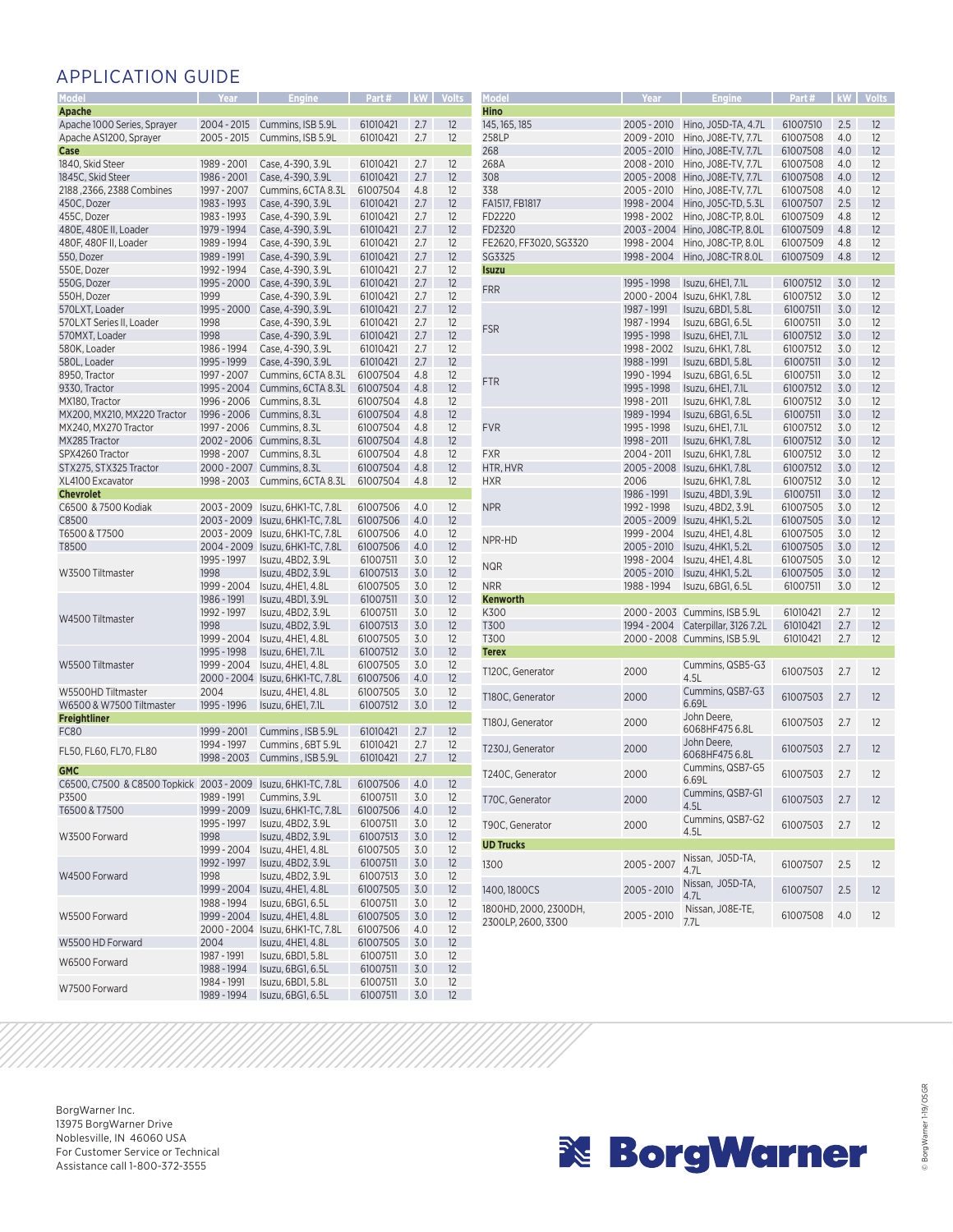# APPLICATION GUIDE

| Model | Year | Engine | Part # | kW | Volts |
|---|---|---|---|---|---|
| **Apache** | | | | | |
| Apache 1000 Series, Sprayer | 2004 - 2015 | Cummins, ISB 5.9L | 61010421 | 2.7 | 12 |
| Apache AS1200, Sprayer | 2005 - 2015 | Cummins, ISB 5.9L | 61010421 | 2.7 | 12 |
| **Case** | | | | | |
| 1840, Skid Steer | 1989 - 2001 | Case, 4-390, 3.9L | 61010421 | 2.7 | 12 |
| 1845C, Skid Steer | 1986 - 2001 | Case, 4-390, 3.9L | 61010421 | 2.7 | 12 |
| 2188 ,2366, 2388 Combines | 1997 - 2007 | Cummins, 6CTA 8.3L | 61007504 | 4.8 | 12 |
| 450C, Dozer | 1983 - 1993 | Case, 4-390, 3.9L | 61010421 | 2.7 | 12 |
| 455C, Dozer | 1983 - 1993 | Case, 4-390, 3.9L | 61010421 | 2.7 | 12 |
| 480E, 480E II, Loader | 1979 - 1994 | Case, 4-390, 3.9L | 61010421 | 2.7 | 12 |
| 480F, 480F II, Loader | 1989 - 1994 | Case, 4-390, 3.9L | 61010421 | 2.7 | 12 |
| 550, Dozer | 1989 - 1991 | Case, 4-390, 3.9L | 61010421 | 2.7 | 12 |
| 550E, Dozer | 1992 - 1994 | Case, 4-390, 3.9L | 61010421 | 2.7 | 12 |
| 550G, Dozer | 1995 - 2000 | Case, 4-390, 3.9L | 61010421 | 2.7 | 12 |
| 550H, Dozer | 1999 | Case, 4-390, 3.9L | 61010421 | 2.7 | 12 |
| 570LXT, Loader | 1995 - 2000 | Case, 4-390, 3.9L | 61010421 | 2.7 | 12 |
| 570LXT Series II, Loader | 1998 | Case, 4-390, 3.9L | 61010421 | 2.7 | 12 |
| 570MXT, Loader | 1998 | Case, 4-390, 3.9L | 61010421 | 2.7 | 12 |
| 580K, Loader | 1986 - 1994 | Case, 4-390, 3.9L | 61010421 | 2.7 | 12 |
| 580L, Loader | 1995 - 1999 | Case, 4-390, 3.9L | 61010421 | 2.7 | 12 |
| 8950, Tractor | 1997 - 2007 | Cummins, 6CTA 8.3L | 61007504 | 4.8 | 12 |
| 9330, Tractor | 1995 - 2004 | Cummins, 6CTA 8.3L | 61007504 | 4.8 | 12 |
| MX180, Tractor | 1996 - 2006 | Cummins, 8.3L | 61007504 | 4.8 | 12 |
| MX200, MX210, MX220 Tractor | 1996 - 2006 | Cummins, 8.3L | 61007504 | 4.8 | 12 |
| MX240, MX270 Tractor | 1997 - 2006 | Cummins, 8.3L | 61007504 | 4.8 | 12 |
| MX285 Tractor | 2002 - 2006 | Cummins, 8.3L | 61007504 | 4.8 | 12 |
| SPX4260 Tractor | 1998 - 2007 | Cummins, 8.3L | 61007504 | 4.8 | 12 |
| STX275, STX325 Tractor | 2000 - 2007 | Cummins, 8.3L | 61007504 | 4.8 | 12 |
| XL4100 Excavator | 1998 - 2003 | Cummins, 6CTA 8.3L | 61007504 | 4.8 | 12 |
| **Chevrolet** | | | | | |
| C6500 & 7500 Kodiak | 2003 - 2009 | Isuzu, 6HK1-TC, 7.8L | 61007506 | 4.0 | 12 |
| C8500 | 2003 - 2009 | Isuzu, 6HK1-TC, 7.8L | 61007506 | 4.0 | 12 |
| T6500 & T7500 | 2003 - 2009 | Isuzu, 6HK1-TC, 7.8L | 61007506 | 4.0 | 12 |
| T8500 | 2004 - 2009 | Isuzu, 6HK1-TC, 7.8L | 61007506 | 4.0 | 12 |
| W3500 Tiltmaster | 1995 - 1997 | Isuzu, 4BD2, 3.9L | 61007511 | 3.0 | 12 |
| | 1998 | Isuzu, 4BD2, 3.9L | 61007513 | 3.0 | 12 |
| | 1999 - 2004 | Isuzu, 4HE1, 4.8L | 61007505 | 3.0 | 12 |
| W4500 Tiltmaster | 1986 - 1991 | Isuzu, 4BD1, 3.9L | 61007511 | 3.0 | 12 |
| | 1992 - 1997 | Isuzu, 4BD2, 3.9L | 61007511 | 3.0 | 12 |
| | 1998 | Isuzu, 4BD2, 3.9L | 61007513 | 3.0 | 12 |
| | 1999 - 2004 | Isuzu, 4HE1, 4.8L | 61007505 | 3.0 | 12 |
| W5500 Tiltmaster | 1995 - 1998 | Isuzu, 6HE1, 7.1L | 61007512 | 3.0 | 12 |
| | 1999 - 2004 | Isuzu, 4HE1, 4.8L | 61007505 | 3.0 | 12 |
| | 2000 - 2004 | Isuzu, 6HK1-TC, 7.8L | 61007506 | 4.0 | 12 |
| W5500HD Tiltmaster | 2004 | Isuzu, 4HE1, 4.8L | 61007505 | 3.0 | 12 |
| W6500 & W7500 Tiltmaster | 1995 - 1996 | Isuzu, 6HE1, 7.1L | 61007512 | 3.0 | 12 |
| **Freightliner** | | | | | |
| FC80 | 1999 - 2001 | Cummins , ISB 5.9L | 61010421 | 2.7 | 12 |
| FL50, FL60, FL70, FL80 | 1994 - 1997 | Cummins , 6BT 5.9L | 61010421 | 2.7 | 12 |
| | 1998 - 2003 | Cummins , ISB 5.9L | 61010421 | 2.7 | 12 |
| **GMC** | | | | | |
| C6500, C7500 & C8500 Topkick | 2003 - 2009 | Isuzu, 6HK1-TC, 7.8L | 61007506 | 4.0 | 12 |
| P3500 | 1989 - 1991 | Cummins, 3.9L | 61007511 | 3.0 | 12 |
| T6500 & T7500 | 1999 - 2009 | Isuzu, 6HK1-TC, 7.8L | 61007506 | 4.0 | 12 |
| W3500 Forward | 1995 - 1997 | Isuzu, 4BD2, 3.9L | 61007511 | 3.0 | 12 |
| | 1998 | Isuzu, 4BD2, 3.9L | 61007513 | 3.0 | 12 |
| | 1999 - 2004 | Isuzu, 4HE1, 4.8L | 61007505 | 3.0 | 12 |
| W4500 Forward | 1992 - 1997 | Isuzu, 4BD2, 3.9L | 61007511 | 3.0 | 12 |
| | 1998 | Isuzu, 4BD2, 3.9L | 61007513 | 3.0 | 12 |
| | 1999 - 2004 | Isuzu, 4HE1, 4.8L | 61007505 | 3.0 | 12 |
| W5500 Forward | 1988 - 1994 | Isuzu, 6BG1, 6.5L | 61007511 | 3.0 | 12 |
| | 1999 - 2004 | Isuzu, 4HE1, 4.8L | 61007505 | 3.0 | 12 |
| | 2000 - 2004 | Isuzu, 6HK1-TC, 7.8L | 61007506 | 4.0 | 12 |
| W5500 HD Forward | 2004 | Isuzu, 4HE1, 4.8L | 61007505 | 3.0 | 12 |
| W6500 Forward | 1987 - 1991 | Isuzu, 6BD1, 5.8L | 61007511 | 3.0 | 12 |
| | 1988 - 1994 | Isuzu, 6BG1, 6.5L | 61007511 | 3.0 | 12 |
| W7500 Forward | 1984 - 1991 | Isuzu, 6BD1, 5.8L | 61007511 | 3.0 | 12 |
| | 1989 - 1994 | Isuzu, 6BG1, 6.5L | 61007511 | 3.0 | 12 |

| Model | Year | Engine | Part # | kW | Volts |
|---|---|---|---|---|---|
| **Hino** | | | | | |
| 145, 165, 185 | 2005 - 2010 | Hino, J05D-TA, 4.7L | 61007510 | 2.5 | 12 |
| 258LP | 2009 - 2010 | Hino, J08E-TV, 7.7L | 61007508 | 4.0 | 12 |
| 268 | 2005 - 2010 | Hino, J08E-TV, 7.7L | 61007508 | 4.0 | 12 |
| 268A | 2008 - 2010 | Hino, J08E-TV, 7.7L | 61007508 | 4.0 | 12 |
| 308 | 2005 - 2008 | Hino, J08E-TV, 7.7L | 61007508 | 4.0 | 12 |
| 338 | 2005 - 2010 | Hino, J08E-TV, 7.7L | 61007508 | 4.0 | 12 |
| FA1517, FB1817 | 1998 - 2004 | Hino, J05C-TD, 5.3L | 61007507 | 2.5 | 12 |
| FD2220 | 1998 - 2002 | Hino, J08C-TP, 8.0L | 61007509 | 4.8 | 12 |
| FD2320 | 2003 - 2004 | Hino, J08C-TP, 8.0L | 61007509 | 4.8 | 12 |
| FE2620, FF3020, SG3320 | 1998 - 2004 | Hino, J08C-TP, 8.0L | 61007509 | 4.8 | 12 |
| SG3325 | 1998 - 2004 | Hino, J08C-TR 8.0L | 61007509 | 4.8 | 12 |
| **Isuzu** | | | | | |
| FRR | 1995 - 1998 | Isuzu, 6HE1, 7.1L | 61007512 | 3.0 | 12 |
| | 2000 - 2004 | Isuzu, 6HK1, 7.8L | 61007512 | 3.0 | 12 |
| FSR | 1987 - 1991 | Isuzu, 6BD1, 5.8L | 61007511 | 3.0 | 12 |
| | 1987 - 1994 | Isuzu, 6BG1, 6.5L | 61007511 | 3.0 | 12 |
| | 1995 - 1998 | Isuzu, 6HE1, 7.1L | 61007512 | 3.0 | 12 |
| | 1998 - 2002 | Isuzu, 6HK1, 7.8L | 61007512 | 3.0 | 12 |
| FTR | 1988 - 1991 | Isuzu, 6BD1, 5.8L | 61007511 | 3.0 | 12 |
| | 1990 - 1994 | Isuzu, 6BG1, 6.5L | 61007511 | 3.0 | 12 |
| | 1995 - 1998 | Isuzu, 6HE1, 7.1L | 61007512 | 3.0 | 12 |
| | 1998 - 2011 | Isuzu, 6HK1, 7.8L | 61007512 | 3.0 | 12 |
| FVR | 1989 - 1994 | Isuzu, 6BG1, 6.5L | 61007511 | 3.0 | 12 |
| | 1995 - 1998 | Isuzu, 6HE1, 7.1L | 61007512 | 3.0 | 12 |
| | 1998 - 2011 | Isuzu, 6HK1, 7.8L | 61007512 | 3.0 | 12 |
| FXR | 2004 - 2011 | Isuzu, 6HK1, 7.8L | 61007512 | 3.0 | 12 |
| HTR, HVR | 2005 - 2008 | Isuzu, 6HK1, 7.8L | 61007512 | 3.0 | 12 |
| HXR | 2006 | Isuzu, 6HK1, 7.8L | 61007512 | 3.0 | 12 |
| NPR | 1986 - 1991 | Isuzu, 4BD1, 3.9L | 61007511 | 3.0 | 12 |
| | 1992 - 1998 | Isuzu, 4BD2, 3.9L | 61007505 | 3.0 | 12 |
| | 2005 - 2009 | Isuzu, 4HK1, 5.2L | 61007505 | 3.0 | 12 |
| NPR-HD | 1999 - 2004 | Isuzu, 4HE1, 4.8L | 61007505 | 3.0 | 12 |
| | 2005 - 2010 | Isuzu, 4HK1, 5.2L | 61007505 | 3.0 | 12 |
| NQR | 1998 - 2004 | Isuzu, 4HE1, 4.8L | 61007505 | 3.0 | 12 |
| | 2005 - 2010 | Isuzu, 4HK1, 5.2L | 61007505 | 3.0 | 12 |
| NRR | 1988 - 1994 | Isuzu, 6BG1, 6.5L | 61007511 | 3.0 | 12 |
| **Kenworth** | | | | | |
| K300 | 2000 - 2003 | Cummins, ISB 5.9L | 61010421 | 2.7 | 12 |
| T300 | 1994 - 2004 | Caterpillar, 3126 7.2L | 61010421 | 2.7 | 12 |
| T300 | 2000 - 2008 | Cummins, ISB 5.9L | 61010421 | 2.7 | 12 |
| **Terex** | | | | | |
| T120C, Generator | 2000 | Cummins, QSB5-G3 4.5L | 61007503 | 2.7 | 12 |
| T180C, Generator | 2000 | Cummins, QSB7-G3 6.69L | 61007503 | 2.7 | 12 |
| T180J, Generator | 2000 | John Deere, 6068HF475 6.8L | 61007503 | 2.7 | 12 |
| T230J, Generator | 2000 | John Deere, 6068HF475 6.8L | 61007503 | 2.7 | 12 |
| T240C, Generator | 2000 | Cummins, QSB7-G5 6.69L | 61007503 | 2.7 | 12 |
| T70C, Generator | 2000 | Cummins, QSB7-G1 4.5L | 61007503 | 2.7 | 12 |
| T90C, Generator | 2000 | Cummins, QSB7-G2 4.5L | 61007503 | 2.7 | 12 |
| **UD Trucks** | | | | | |
| 1300 | 2005 - 2007 | Nissan, J05D-TA, 4.7L | 61007507 | 2.5 | 12 |
| 1400, 1800CS | 2005 - 2010 | Nissan, J05D-TA, 4.7L | 61007507 | 2.5 | 12 |
| 1800HD, 2000, 2300DH, 2300LP, 2600, 3300 | 2005 - 2010 | Nissan, J08E-TE, 7.7L | 61007508 | 4.0 | 12 |

BorgWarner Inc.
13975 BorgWarner Drive
Noblesville, IN 46060 USA
For Customer Service or Technical Assistance call 1-800-372-3555

BorgWarner

© BorgWarner 1-19/OSGR